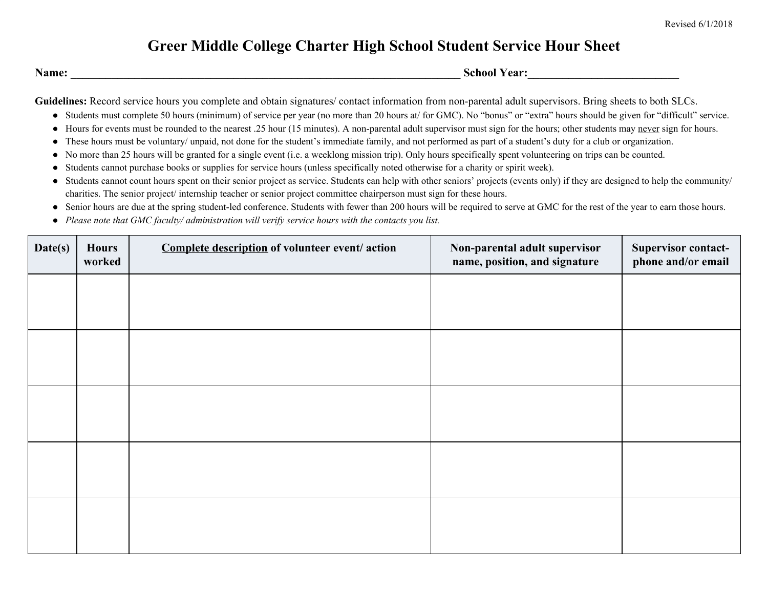Revised 6/1/2018

# Greer Middle College Charter High School Student Service Hour Sheet

**Name: ______________________________________________________________________ School Year:__________________________**

**Guidelines:** Record service hours you complete and obtain signatures/ contact information from non-parental adult supervisors. Bring sheets to both SLCs.

- Students must complete 50 hours (minimum) of service per year (no more than 20 hours at/ for GMC). No "bonus" or "extra" hours should be given for "difficult" service.
- Hours for events must be rounded to the nearest .25 hour (15 minutes). A non-parental adult supervisor must sign for the hours; other students may <u>never</u> sign for hours.
- These hours must be voluntary/ unpaid, not done for the student's immediate family, and not performed as part of a student's duty for a club or organization.
- No more than 25 hours will be granted for a single event (i.e. a weeklong mission trip). Only hours specifically spent volunteering on trips can be counted.
- Students cannot purchase books or supplies for service hours (unless specifically noted otherwise for a charity or spirit week).
- Students cannot count hours spent on their senior project as service. Students can help with other seniors' projects (events only) if they are designed to help the community/ charities. The senior project/ internship teacher or senior project committee chairperson must sign for these hours.
- Senior hours are due at the spring student-led conference. Students with fewer than 200 hours will be required to serve at GMC for the rest of the year to earn those hours.
- *Please note that GMC faculty/ administration will verify service hours with the contacts you list.*

| Date(s) | Hours worked | <u>Complete description</u> of volunteer event/ action | Non-parental adult supervisor name, position, and signature | Supervisor contact- phone and/or email |
|---|---|---|---|---|
| | | | | |
| | | | | |
| | | | | |
| | | | | |
| | | | | |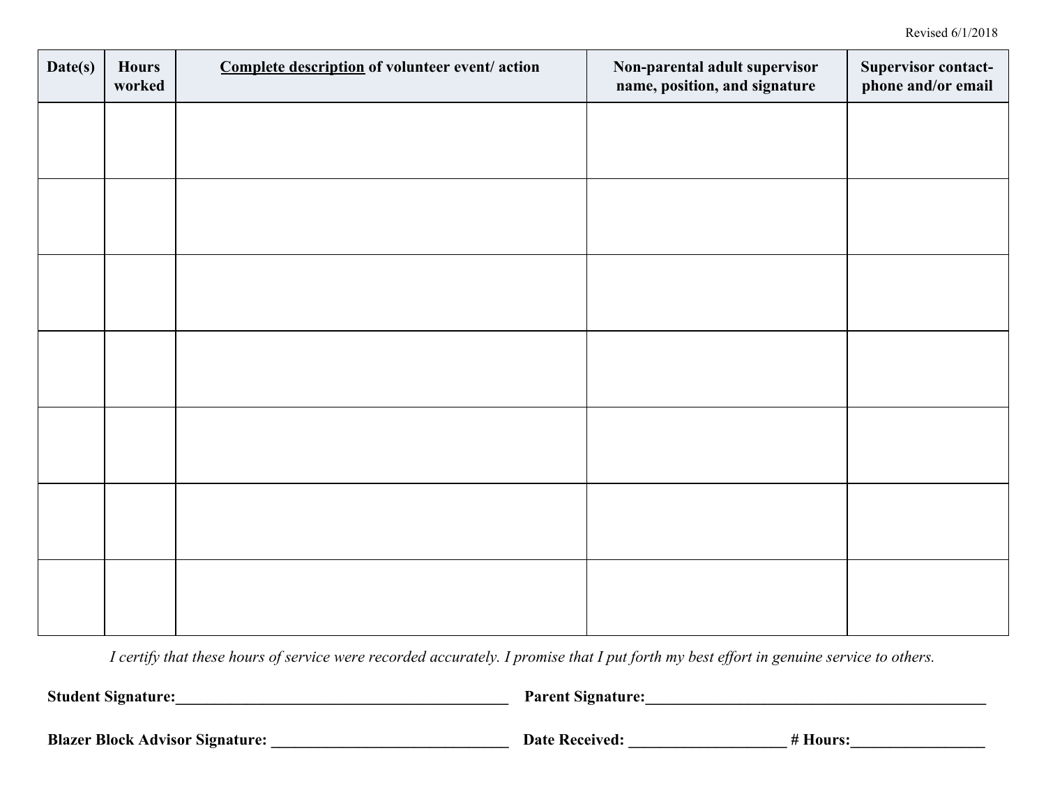Revised 6/1/2018

| Date(s) | Hours worked | Complete description of volunteer event/ action | Non-parental adult supervisor name, position, and signature | Supervisor contact- phone and/or email |
|---|---|---|---|---|
| | | | | |
| | | | | |
| | | | | |
| | | | | |
| | | | | |
| | | | | |
| | | | | |

*I certify that these hours of service were recorded accurately. I promise that I put forth my best effort in genuine service to others.*

**Student Signature:**___________________________________________ **Parent Signature:**_____________________________________________

**Blazer Block Advisor Signature:** _______________________________ **Date Received:** ____________________ **# Hours:**_________________